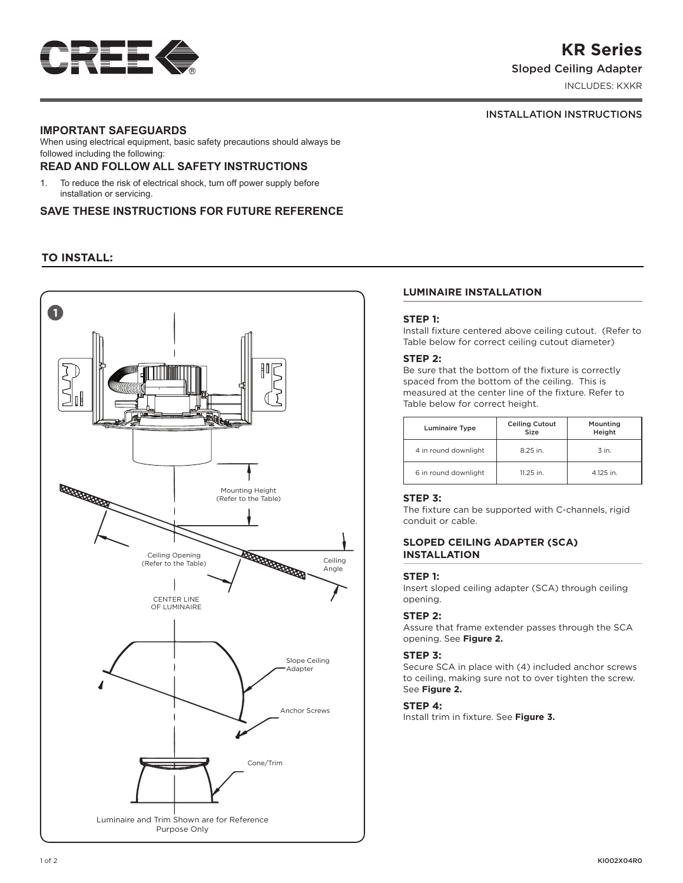# KR Series

Sloped Ceiling Adapter

INCLUDES: KXKR

INSTALLATION INSTRUCTIONS

## IMPORTANT SAFEGUARDS

When using electrical equipment, basic safety precautions should always be followed including the following:

## READ AND FOLLOW ALL SAFETY INSTRUCTIONS

1. To reduce the risk of electrical shock, turn off power supply before installation or servicing.

## SAVE THESE INSTRUCTIONS FOR FUTURE REFERENCE

## TO INSTALL:

1

Mounting Height (Refer to the Table)

Ceiling Opening (Refer to the Table)

Ceiling Angle

CENTER LINE OF LUMINAIRE

Slope Ceiling Adapter

Anchor Screws

Cone/Trim

Luminaire and Trim Shown are for Reference Purpose Only

### LUMINAIRE INSTALLATION

**STEP 1:**
Install fixture centered above ceiling cutout. (Refer to Table below for correct ceiling cutout diameter)

**STEP 2:**
Be sure that the bottom of the fixture is correctly spaced from the bottom of the ceiling. This is measured at the center line of the fixture. Refer to Table below for correct height.

| Luminaire Type | Ceiling Cutout Size | Mounting Height |
|---|---|---|
| 4 in round downlight | 8.25 in. | 3 in. |
| 6 in round downlight | 11.25 in. | 4.125 in. |

**STEP 3:**
The fixture can be supported with C-channels, rigid conduit or cable.

### SLOPED CEILING ADAPTER (SCA) INSTALLATION

**STEP 1:**
Insert sloped ceiling adapter (SCA) through ceiling opening.

**STEP 2:**
Assure that frame extender passes through the SCA opening. See **Figure 2.**

**STEP 3:**
Secure SCA in place with (4) included anchor screws to ceiling, making sure not to over tighten the screw. See **Figure 2.**

**STEP 4:**
Install trim in fixture. See **Figure 3.**

KI002X04R0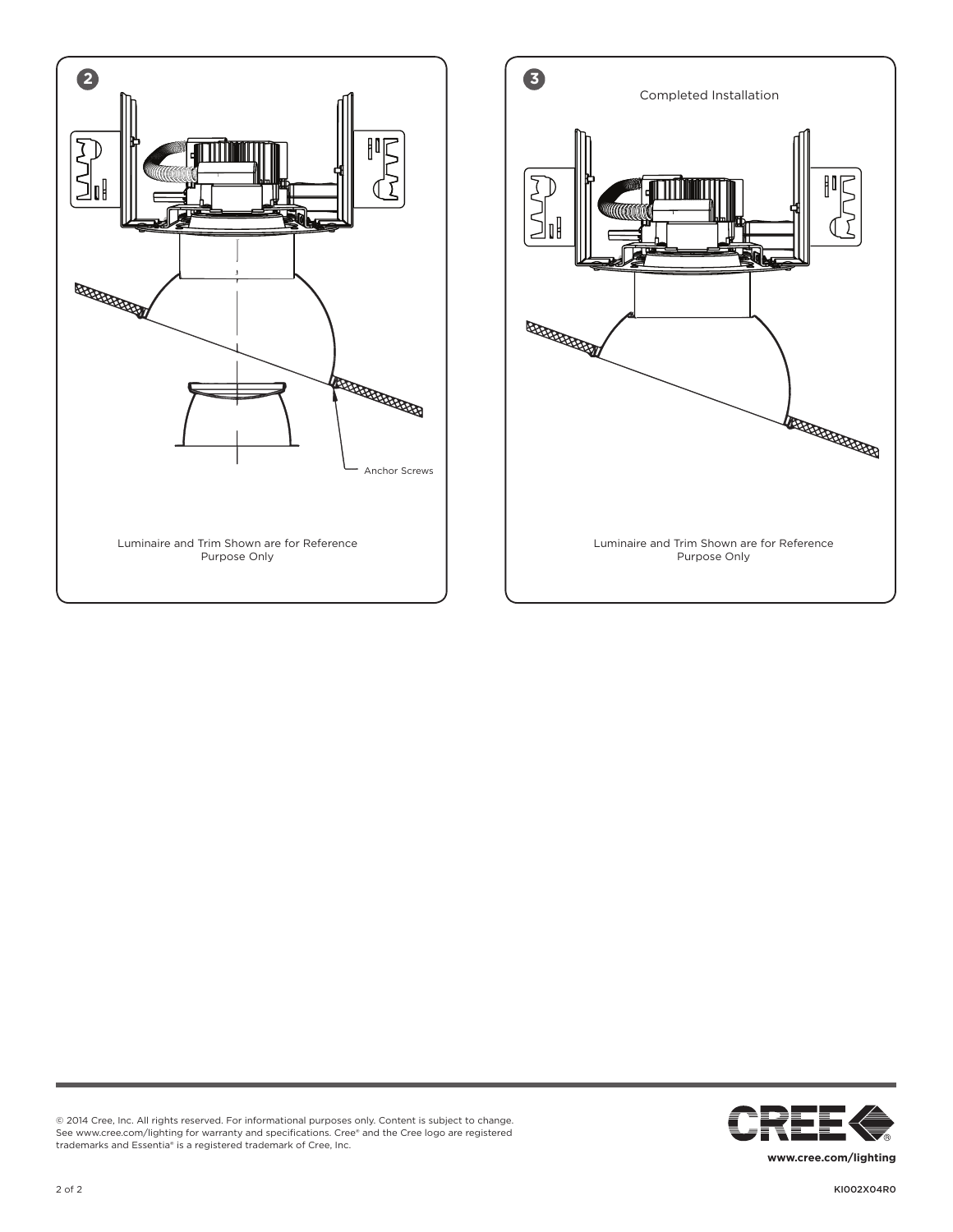**2**

Anchor Screws

Luminaire and Trim Shown are for Reference Purpose Only

**3**

Completed Installation

Luminaire and Trim Shown are for Reference Purpose Only

© 2014 Cree, Inc. All rights reserved. For informational purposes only. Content is subject to change. See www.cree.com/lighting for warranty and specifications. Cree® and the Cree logo are registered trademarks and Essentia® is a registered trademark of Cree, Inc.

**www.cree.com/lighting**

KI002X04R0